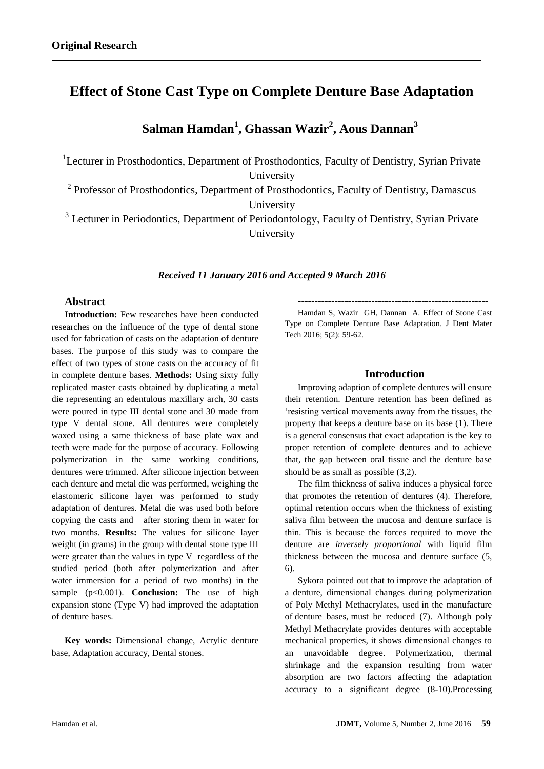**Original Research**

# Effect of Stone Cast Type on Complete Denture Base Adaptation

**Salman Hamdan[1], Ghassan Wazir[2], Aous Dannan[3]**

[1]Lecturer in Prosthodontics, Department of Prosthodontics, Faculty of Dentistry, Syrian Private University

[2] Professor of Prosthodontics, Department of Prosthodontics, Faculty of Dentistry, Damascus University

[3] Lecturer in Periodontics, Department of Periodontology, Faculty of Dentistry, Syrian Private University

***Received 11 January 2016 and Accepted 9 March 2016***

## Abstract

**Introduction:** Few researches have been conducted researches on the influence of the type of dental stone used for fabrication of casts on the adaptation of denture bases. The purpose of this study was to compare the effect of two types of stone casts on the accuracy of fit in complete denture bases. **Methods:** Using sixty fully replicated master casts obtained by duplicating a metal die representing an edentulous maxillary arch, 30 casts were poured in type III dental stone and 30 made from type V dental stone. All dentures were completely waxed using a same thickness of base plate wax and teeth were made for the purpose of accuracy. Following polymerization in the same working conditions, dentures were trimmed. After silicone injection between each denture and metal die was performed, weighing the elastomeric silicone layer was performed to study adaptation of dentures. Metal die was used both before copying the casts and after storing them in water for two months. **Results:** The values for silicone layer weight (in grams) in the group with dental stone type III were greater than the values in type V regardless of the studied period (both after polymerization and after water immersion for a period of two months) in the sample ($p<0.001$). **Conclusion:** The use of high expansion stone (Type V) had improved the adaptation of denture bases.

**Key words:** Dimensional change, Acrylic denture base, Adaptation accuracy, Dental stones.

---

Hamdan S, Wazir GH, Dannan A. Effect of Stone Cast Type on Complete Denture Base Adaptation. J Dent Mater Tech 2016; 5(2): 59-62.

## Introduction

Improving adaption of complete dentures will ensure their retention. Denture retention has been defined as 'resisting vertical movements away from the tissues, the property that keeps a denture base on its base (1). There is a general consensus that exact adaptation is the key to proper retention of complete dentures and to achieve that, the gap between oral tissue and the denture base should be as small as possible (3,2).

The film thickness of saliva induces a physical force that promotes the retention of dentures (4). Therefore, optimal retention occurs when the thickness of existing saliva film between the mucosa and denture surface is thin. This is because the forces required to move the denture are *inversely proportional* with liquid film thickness between the mucosa and denture surface (5, 6).

Sykora pointed out that to improve the adaptation of a denture, dimensional changes during polymerization of Poly Methyl Methacrylates, used in the manufacture of denture bases, must be reduced (7). Although poly Methyl Methacrylate provides dentures with acceptable mechanical properties, it shows dimensional changes to an unavoidable degree. Polymerization, thermal shrinkage and the expansion resulting from water absorption are two factors affecting the adaptation accuracy to a significant degree (8-10).Processing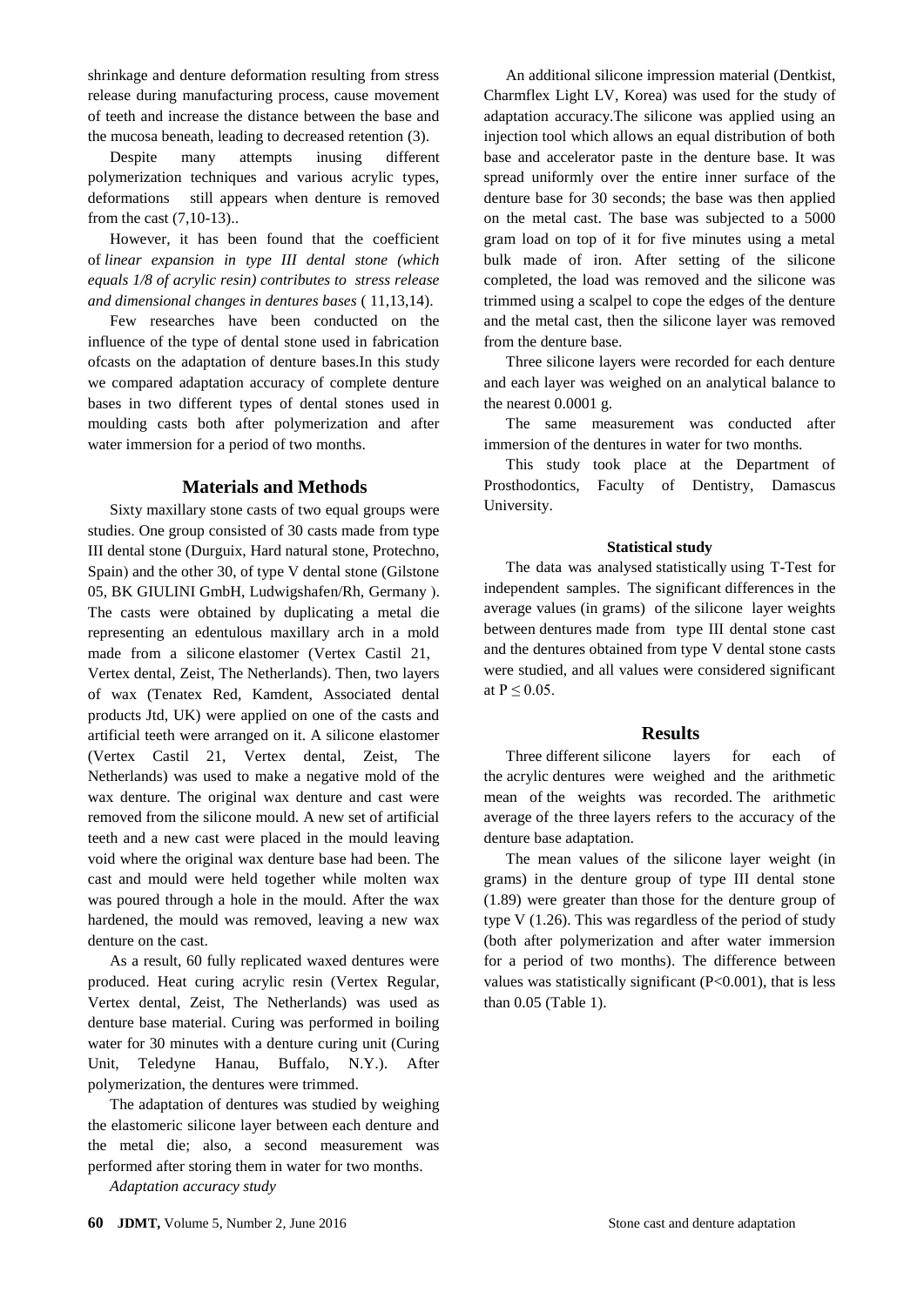shrinkage and denture deformation resulting from stress release during manufacturing process, cause movement of teeth and increase the distance between the base and the mucosa beneath, leading to decreased retention (3).

Despite many attempts inusing different polymerization techniques and various acrylic types, deformations still appears when denture is removed from the cast (7,10-13)..

However, it has been found that the coefficient of *linear expansion in type III dental stone (which equals 1/8 of acrylic resin) contributes to stress release and dimensional changes in dentures bases* ( 11,13,14).

Few researches have been conducted on the influence of the type of dental stone used in fabrication ofcasts on the adaptation of denture bases.In this study we compared adaptation accuracy of complete denture bases in two different types of dental stones used in moulding casts both after polymerization and after water immersion for a period of two months.

## Materials and Methods

Sixty maxillary stone casts of two equal groups were studies. One group consisted of 30 casts made from type III dental stone (Durguix, Hard natural stone, Protechno, Spain) and the other 30, of type V dental stone (Gilstone 05, BK GIULINI GmbH, Ludwigshafen/Rh, Germany ). The casts were obtained by duplicating a metal die representing an edentulous maxillary arch in a mold made from a silicone elastomer (Vertex Castil 21, Vertex dental, Zeist, The Netherlands). Then, two layers of wax (Tenatex Red, Kamdent, Associated dental products Jtd, UK) were applied on one of the casts and artificial teeth were arranged on it. A silicone elastomer (Vertex Castil 21, Vertex dental, Zeist, The Netherlands) was used to make a negative mold of the wax denture. The original wax denture and cast were removed from the silicone mould. A new set of artificial teeth and a new cast were placed in the mould leaving void where the original wax denture base had been. The cast and mould were held together while molten wax was poured through a hole in the mould. After the wax hardened, the mould was removed, leaving a new wax denture on the cast.

As a result, 60 fully replicated waxed dentures were produced. Heat curing acrylic resin (Vertex Regular, Vertex dental, Zeist, The Netherlands) was used as denture base material. Curing was performed in boiling water for 30 minutes with a denture curing unit (Curing Unit, Teledyne Hanau, Buffalo, N.Y.). After polymerization, the dentures were trimmed.

The adaptation of dentures was studied by weighing the elastomeric silicone layer between each denture and the metal die; also, a second measurement was performed after storing them in water for two months.

*Adaptation accuracy study*

An additional silicone impression material (Dentkist, Charmflex Light LV, Korea) was used for the study of adaptation accuracy.The silicone was applied using an injection tool which allows an equal distribution of both base and accelerator paste in the denture base. It was spread uniformly over the entire inner surface of the denture base for 30 seconds; the base was then applied on the metal cast. The base was subjected to a 5000 gram load on top of it for five minutes using a metal bulk made of iron. After setting of the silicone completed, the load was removed and the silicone was trimmed using a scalpel to cope the edges of the denture and the metal cast, then the silicone layer was removed from the denture base.

Three silicone layers were recorded for each denture and each layer was weighed on an analytical balance to the nearest 0.0001 g.

The same measurement was conducted after immersion of the dentures in water for two months.

This study took place at the Department of Prosthodontics, Faculty of Dentistry, Damascus University.

#### Statistical study

The data was analysed statistically using T-Test for independent samples. The significant differences in the average values (in grams) of the silicone layer weights between dentures made from type III dental stone cast and the dentures obtained from type V dental stone casts were studied, and all values were considered significant at $P \leq 0.05$.

## Results

Three different silicone layers for each of the acrylic dentures were weighed and the arithmetic mean of the weights was recorded. The arithmetic average of the three layers refers to the accuracy of the denture base adaptation.

The mean values of the silicone layer weight (in grams) in the denture group of type III dental stone (1.89) were greater than those for the denture group of type V (1.26). This was regardless of the period of study (both after polymerization and after water immersion for a period of two months). The difference between values was statistically significant ($P<0.001$), that is less than 0.05 (Table 1).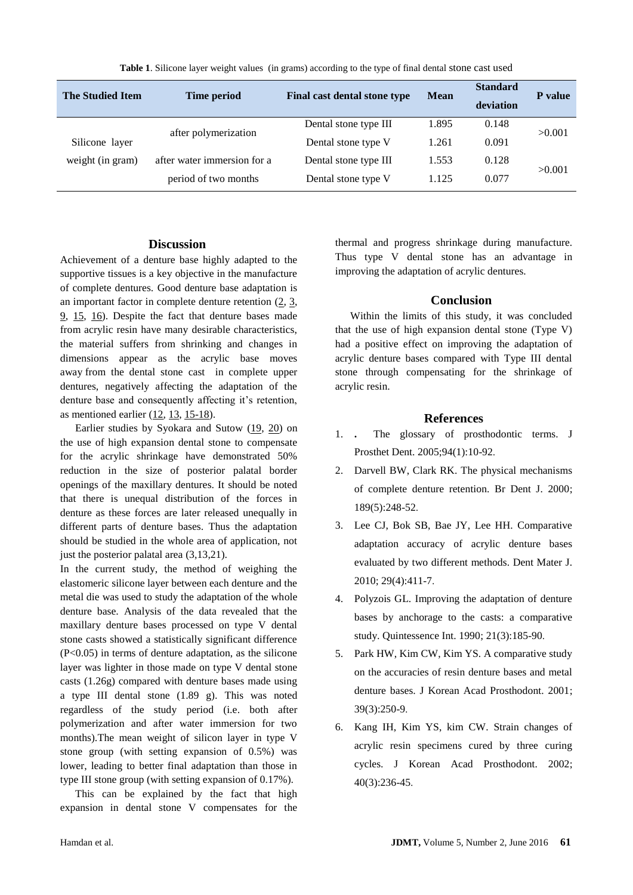**Table 1**. Silicone layer weight values (in grams) according to the type of final dental stone cast used

| The Studied Item | Time period | Final cast dental stone type | Mean | Standard deviation | P value |
|---|---|---|---|---|---|
| Silicone layer weight (in gram) | after polymerization | Dental stone type III | 1.895 | 0.148 | >0.001 |
| | | Dental stone type V | 1.261 | 0.091 | |
| | after water immersion for a period of two months | Dental stone type III | 1.553 | 0.128 | >0.001 |
| | | Dental stone type V | 1.125 | 0.077 | |

## Discussion

Achievement of a denture base highly adapted to the supportive tissues is a key objective in the manufacture of complete dentures. Good denture base adaptation is an important factor in complete denture retention (2, 3, 9, 15, 16). Despite the fact that denture bases made from acrylic resin have many desirable characteristics, the material suffers from shrinking and changes in dimensions appear as the acrylic base moves away from the dental stone cast in complete upper dentures, negatively affecting the adaptation of the denture base and consequently affecting it's retention, as mentioned earlier (12, 13, 15-18).

Earlier studies by Syokara and Sutow (19, 20) on the use of high expansion dental stone to compensate for the acrylic shrinkage have demonstrated 50% reduction in the size of posterior palatal border openings of the maxillary dentures. It should be noted that there is unequal distribution of the forces in denture as these forces are later released unequally in different parts of denture bases. Thus the adaptation should be studied in the whole area of application, not just the posterior palatal area (3,13,21).

In the current study, the method of weighing the elastomeric silicone layer between each denture and the metal die was used to study the adaptation of the whole denture base. Analysis of the data revealed that the maxillary denture bases processed on type V dental stone casts showed a statistically significant difference ($P<0.05$) in terms of denture adaptation, as the silicone layer was lighter in those made on type V dental stone casts (1.26g) compared with denture bases made using a type III dental stone (1.89 g). This was noted regardless of the study period (i.e. both after polymerization and after water immersion for two months).The mean weight of silicon layer in type V stone group (with setting expansion of 0.5%) was lower, leading to better final adaptation than those in type III stone group (with setting expansion of 0.17%).

This can be explained by the fact that high expansion in dental stone V compensates for the thermal and progress shrinkage during manufacture. Thus type V dental stone has an advantage in improving the adaptation of acrylic dentures.

## Conclusion

Within the limits of this study, it was concluded that the use of high expansion dental stone (Type V) had a positive effect on improving the adaptation of acrylic denture bases compared with Type III dental stone through compensating for the shrinkage of acrylic resin.

## References

1. . The glossary of prosthodontic terms. J Prosthet Dent. 2005;94(1):10-92.
2. Darvell BW, Clark RK. The physical mechanisms of complete denture retention. Br Dent J. 2000; 189(5):248-52.
3. Lee CJ, Bok SB, Bae JY, Lee HH. Comparative adaptation accuracy of acrylic denture bases evaluated by two different methods. Dent Mater J. 2010; 29(4):411-7.
4. Polyzois GL. Improving the adaptation of denture bases by anchorage to the casts: a comparative study. Quintessence Int. 1990; 21(3):185-90.
5. Park HW, Kim CW, Kim YS. A comparative study on the accuracies of resin denture bases and metal denture bases. J Korean Acad Prosthodont. 2001; 39(3):250-9.
6. Kang IH, Kim YS, kim CW. Strain changes of acrylic resin specimens cured by three curing cycles. J Korean Acad Prosthodont. 2002; 40(3):236-45.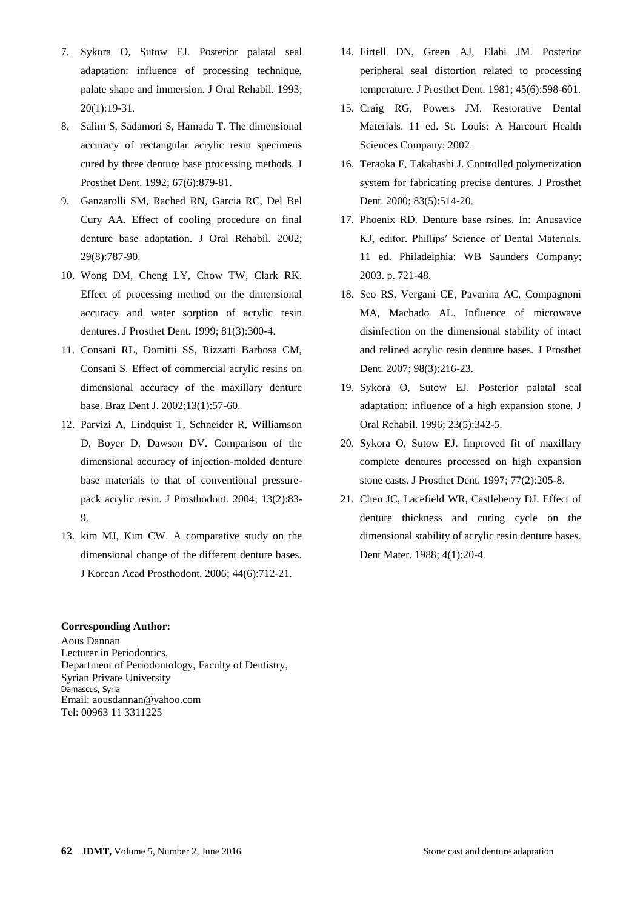7. Sykora O, Sutow EJ. Posterior palatal seal adaptation: influence of processing technique, palate shape and immersion. J Oral Rehabil. 1993; 20(1):19-31.
8. Salim S, Sadamori S, Hamada T. The dimensional accuracy of rectangular acrylic resin specimens cured by three denture base processing methods. J Prosthet Dent. 1992; 67(6):879-81.
9. Ganzarolli SM, Rached RN, Garcia RC, Del Bel Cury AA. Effect of cooling procedure on final denture base adaptation. J Oral Rehabil. 2002; 29(8):787-90.
10. Wong DM, Cheng LY, Chow TW, Clark RK. Effect of processing method on the dimensional accuracy and water sorption of acrylic resin dentures. J Prosthet Dent. 1999; 81(3):300-4.
11. Consani RL, Domitti SS, Rizzatti Barbosa CM, Consani S. Effect of commercial acrylic resins on dimensional accuracy of the maxillary denture base. Braz Dent J. 2002;13(1):57-60.
12. Parvizi A, Lindquist T, Schneider R, Williamson D, Boyer D, Dawson DV. Comparison of the dimensional accuracy of injection-molded denture base materials to that of conventional pressure-pack acrylic resin. J Prosthodont. 2004; 13(2):83-9.
13. kim MJ, Kim CW. A comparative study on the dimensional change of the different denture bases. J Korean Acad Prosthodont. 2006; 44(6):712-21.
14. Firtell DN, Green AJ, Elahi JM. Posterior peripheral seal distortion related to processing temperature. J Prosthet Dent. 1981; 45(6):598-601.
15. Craig RG, Powers JM. Restorative Dental Materials. 11 ed. St. Louis: A Harcourt Health Sciences Company; 2002.
16. Teraoka F, Takahashi J. Controlled polymerization system for fabricating precise dentures. J Prosthet Dent. 2000; 83(5):514-20.
17. Phoenix RD. Denture base rsines. In: Anusavice KJ, editor. Phillips′ Science of Dental Materials. 11 ed. Philadelphia: WB Saunders Company; 2003. p. 721-48.
18. Seo RS, Vergani CE, Pavarina AC, Compagnoni MA, Machado AL. Influence of microwave disinfection on the dimensional stability of intact and relined acrylic resin denture bases. J Prosthet Dent. 2007; 98(3):216-23.
19. Sykora O, Sutow EJ. Posterior palatal seal adaptation: influence of a high expansion stone. J Oral Rehabil. 1996; 23(5):342-5.
20. Sykora O, Sutow EJ. Improved fit of maxillary complete dentures processed on high expansion stone casts. J Prosthet Dent. 1997; 77(2):205-8.
21. Chen JC, Lacefield WR, Castleberry DJ. Effect of denture thickness and curing cycle on the dimensional stability of acrylic resin denture bases. Dent Mater. 1988; 4(1):20-4.

**Corresponding Author:**
Aous Dannan
Lecturer in Periodontics,
Department of Periodontology, Faculty of Dentistry,
Syrian Private University
Damascus, Syria
Email: aousdannan@yahoo.com
Tel: 00963 11 3311225